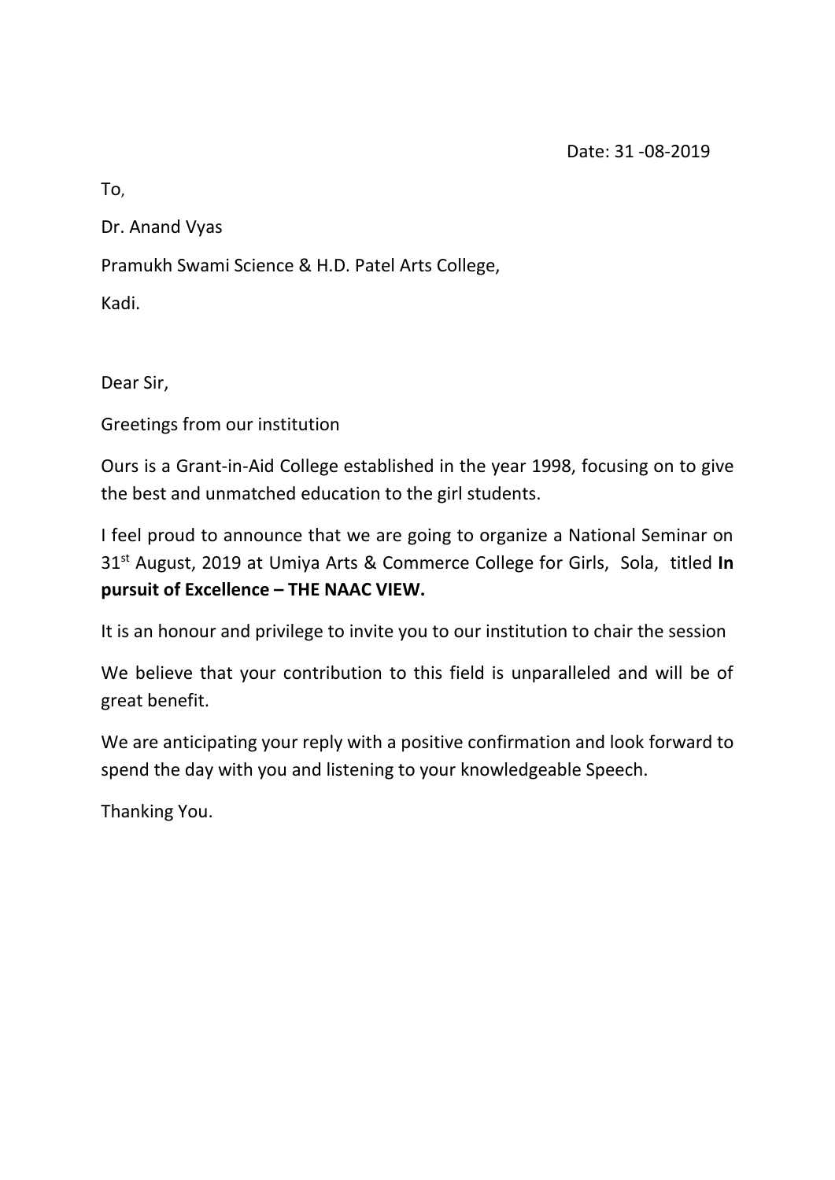Date: 31 -08-2019

To,

Dr. Anand Vyas

Pramukh Swami Science & H.D. Patel Arts College,

Kadi.

Dear Sir,

Greetings from our institution

Ours is a Grant-in-Aid College established in the year 1998, focusing on to give the best and unmatched education to the girl students.

I feel proud to announce that we are going to organize a National Seminar on 31st August, 2019 at Umiya Arts & Commerce College for Girls, Sola, titled **In pursuit of Excellence – THE NAAC VIEW.**

It is an honour and privilege to invite you to our institution to chair the session

We believe that your contribution to this field is unparalleled and will be of great benefit.

We are anticipating your reply with a positive confirmation and look forward to spend the day with you and listening to your knowledgeable Speech.

Thanking You.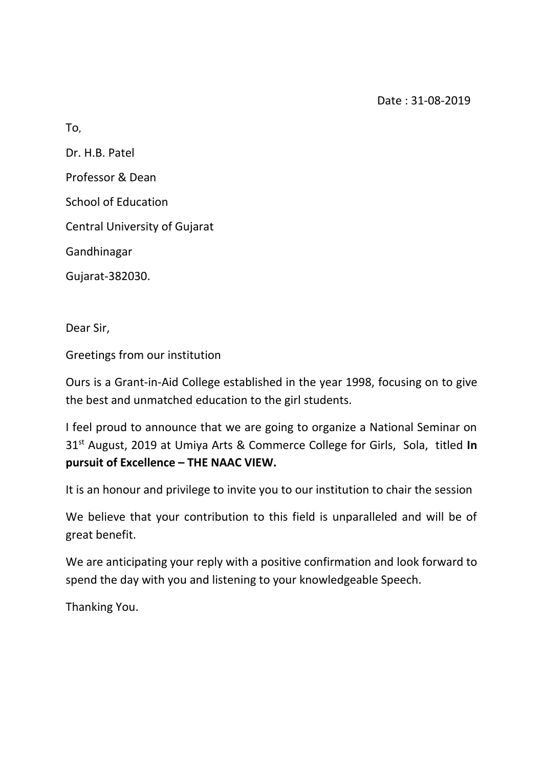Date : 31-08-2019

To,

Dr. H.B. Patel

Professor & Dean

School of Education

Central University of Gujarat

Gandhinagar

Gujarat-382030.

Dear Sir,

Greetings from our institution

Ours is a Grant-in-Aid College established in the year 1998, focusing on to give the best and unmatched education to the girl students.

I feel proud to announce that we are going to organize a National Seminar on 31st August, 2019 at Umiya Arts & Commerce College for Girls, Sola, titled **In pursuit of Excellence – THE NAAC VIEW.**

It is an honour and privilege to invite you to our institution to chair the session

We believe that your contribution to this field is unparalleled and will be of great benefit.

We are anticipating your reply with a positive confirmation and look forward to spend the day with you and listening to your knowledgeable Speech.

Thanking You.